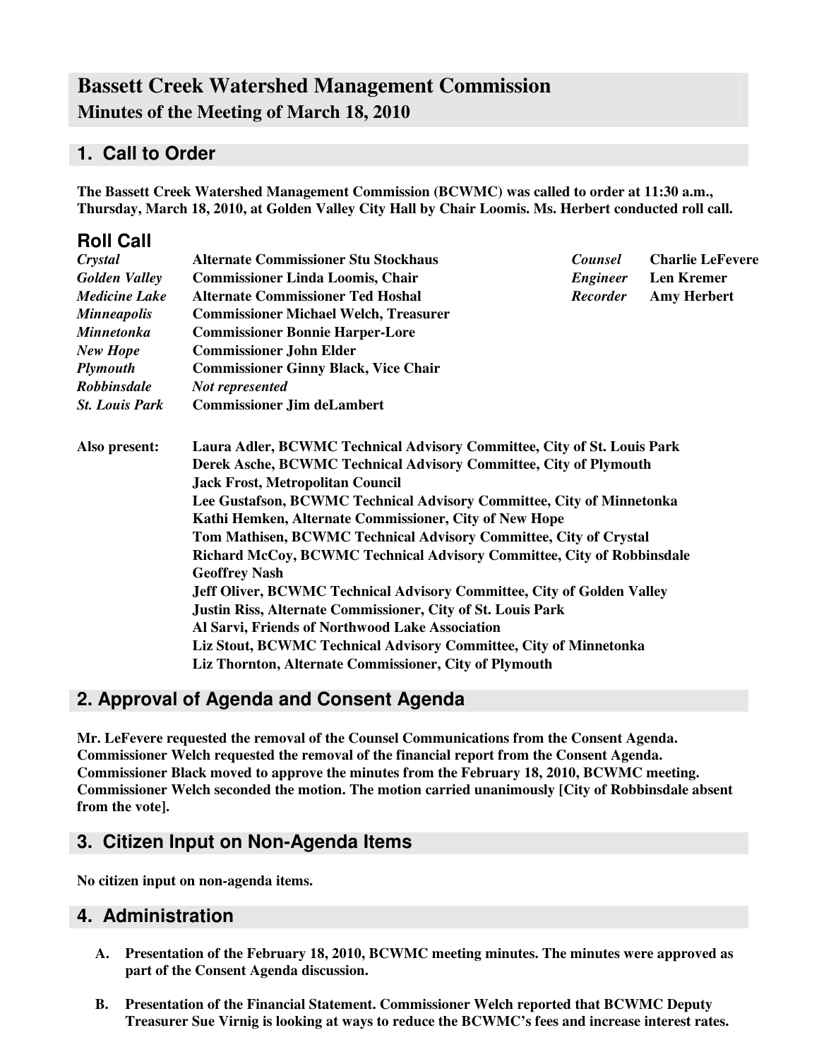# Bassett Creek Watershed Management Commission

## Minutes of the Meeting of March 18, 2010

## 1. Call to Order

**The Bassett Creek Watershed Management Commission (BCWMC) was called to order at 11:30 a.m., Thursday, March 18, 2010, at Golden Valley City Hall by Chair Loomis. Ms. Herbert conducted roll call.**

## Roll Call

| | | | |
|---|---|---|---|
| *Crystal* | **Alternate Commissioner Stu Stockhaus** | *Counsel* | **Charlie LeFevere** |
| *Golden Valley* | **Commissioner Linda Loomis, Chair** | *Engineer* | **Len Kremer** |
| *Medicine Lake* | **Alternate Commissioner Ted Hoshal** | *Recorder* | **Amy Herbert** |
| *Minneapolis* | **Commissioner Michael Welch, Treasurer** | | |
| *Minnetonka* | **Commissioner Bonnie Harper-Lore** | | |
| *New Hope* | **Commissioner John Elder** | | |
| *Plymouth* | **Commissioner Ginny Black, Vice Chair** | | |
| *Robbinsdale* | *Not represented* | | |
| *St. Louis Park* | **Commissioner Jim deLambert** | | |

**Also present:**
**Laura Adler, BCWMC Technical Advisory Committee, City of St. Louis Park**
**Derek Asche, BCWMC Technical Advisory Committee, City of Plymouth**
**Jack Frost, Metropolitan Council**
**Lee Gustafson, BCWMC Technical Advisory Committee, City of Minnetonka**
**Kathi Hemken, Alternate Commissioner, City of New Hope**
**Tom Mathisen, BCWMC Technical Advisory Committee, City of Crystal**
**Richard McCoy, BCWMC Technical Advisory Committee, City of Robbinsdale**
**Geoffrey Nash**
**Jeff Oliver, BCWMC Technical Advisory Committee, City of Golden Valley**
**Justin Riss, Alternate Commissioner, City of St. Louis Park**
**Al Sarvi, Friends of Northwood Lake Association**
**Liz Stout, BCWMC Technical Advisory Committee, City of Minnetonka**
**Liz Thornton, Alternate Commissioner, City of Plymouth**

## 2. Approval of Agenda and Consent Agenda

**Mr. LeFevere requested the removal of the Counsel Communications from the Consent Agenda. Commissioner Welch requested the removal of the financial report from the Consent Agenda. Commissioner Black moved to approve the minutes from the February 18, 2010, BCWMC meeting. Commissioner Welch seconded the motion. The motion carried unanimously [City of Robbinsdale absent from the vote].**

## 3. Citizen Input on Non-Agenda Items

**No citizen input on non-agenda items.**

## 4. Administration

**A. Presentation of the February 18, 2010, BCWMC meeting minutes. The minutes were approved as part of the Consent Agenda discussion.**

**B. Presentation of the Financial Statement. Commissioner Welch reported that BCWMC Deputy Treasurer Sue Virnig is looking at ways to reduce the BCWMC's fees and increase interest rates.**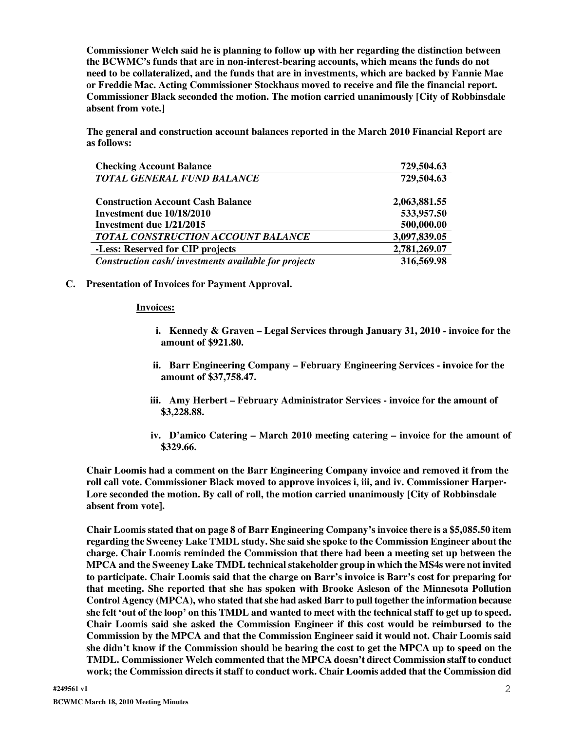**Commissioner Welch said he is planning to follow up with her regarding the distinction between the BCWMC's funds that are in non-interest-bearing accounts, which means the funds do not need to be collateralized, and the funds that are in investments, which are backed by Fannie Mae or Freddie Mac. Acting Commissioner Stockhaus moved to receive and file the financial report. Commissioner Black seconded the motion. The motion carried unanimously [City of Robbinsdale absent from vote.]**

**The general and construction account balances reported in the March 2010 Financial Report are as follows:**

| | |
|---|---:|
| **Checking Account Balance** | **729,504.63** |
| ***TOTAL GENERAL FUND BALANCE*** | **729,504.63** |
| | |
| **Construction Account Cash Balance** | **2,063,881.55** |
| **Investment due 10/18/2010** | **533,957.50** |
| **Investment due 1/21/2015** | **500,000.00** |
| ***TOTAL CONSTRUCTION ACCOUNT BALANCE*** | **3,097,839.05** |
| **-Less: Reserved for CIP projects** | **2,781,269.07** |
| ***Construction cash/ investments available for projects*** | **316,569.98** |

**C. Presentation of Invoices for Payment Approval.**

**Invoices:**

i. **Kennedy & Graven – Legal Services through January 31, 2010 - invoice for the amount of $921.80.**

ii. **Barr Engineering Company – February Engineering Services - invoice for the amount of $37,758.47.**

iii. **Amy Herbert – February Administrator Services - invoice for the amount of $3,228.88.**

iv. **D'amico Catering – March 2010 meeting catering – invoice for the amount of $329.66.**

**Chair Loomis had a comment on the Barr Engineering Company invoice and removed it from the roll call vote. Commissioner Black moved to approve invoices i, iii, and iv. Commissioner Harper-Lore seconded the motion. By call of roll, the motion carried unanimously [City of Robbinsdale absent from vote].**

**Chair Loomis stated that on page 8 of Barr Engineering Company's invoice there is a $5,085.50 item regarding the Sweeney Lake TMDL study. She said she spoke to the Commission Engineer about the charge. Chair Loomis reminded the Commission that there had been a meeting set up between the MPCA and the Sweeney Lake TMDL technical stakeholder group in which the MS4s were not invited to participate. Chair Loomis said that the charge on Barr's invoice is Barr's cost for preparing for that meeting. She reported that she has spoken with Brooke Asleson of the Minnesota Pollution Control Agency (MPCA), who stated that she had asked Barr to pull together the information because she felt 'out of the loop' on this TMDL and wanted to meet with the technical staff to get up to speed. Chair Loomis said she asked the Commission Engineer if this cost would be reimbursed to the Commission by the MPCA and that the Commission Engineer said it would not. Chair Loomis said she didn't know if the Commission should be bearing the cost to get the MPCA up to speed on the TMDL. Commissioner Welch commented that the MPCA doesn't direct Commission staff to conduct work; the Commission directs it staff to conduct work. Chair Loomis added that the Commission did**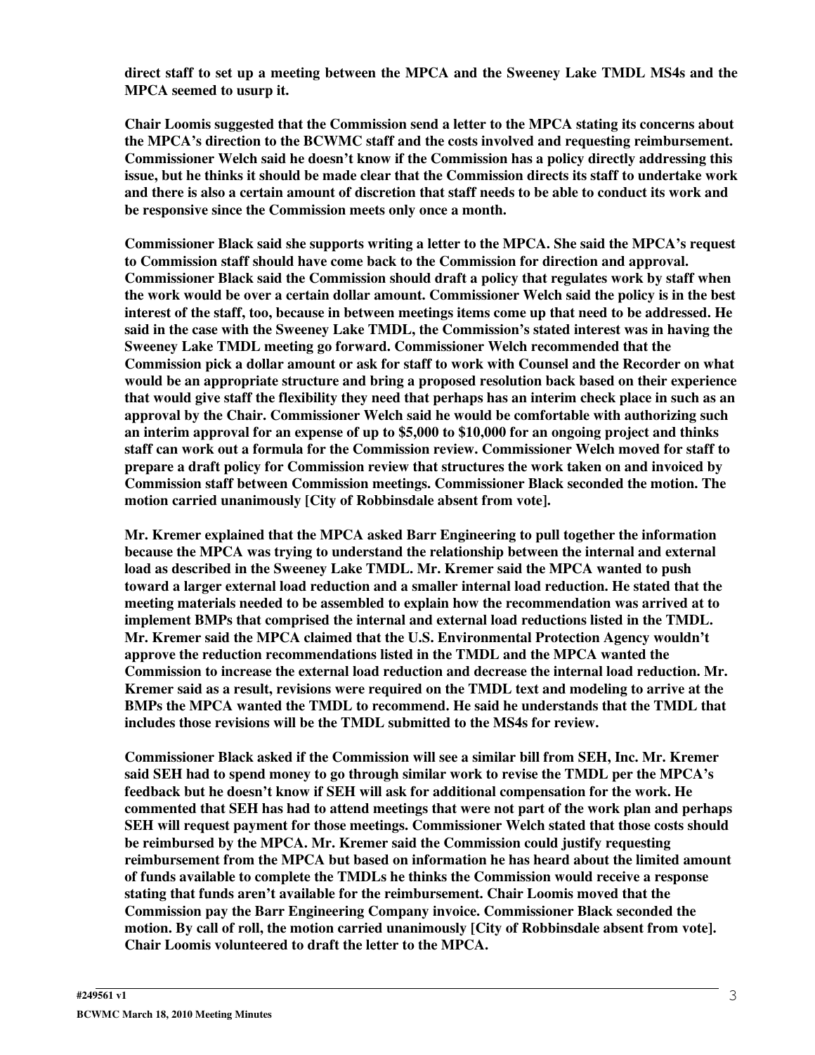**direct staff to set up a meeting between the MPCA and the Sweeney Lake TMDL MS4s and the MPCA seemed to usurp it.**

**Chair Loomis suggested that the Commission send a letter to the MPCA stating its concerns about the MPCA's direction to the BCWMC staff and the costs involved and requesting reimbursement. Commissioner Welch said he doesn't know if the Commission has a policy directly addressing this issue, but he thinks it should be made clear that the Commission directs its staff to undertake work and there is also a certain amount of discretion that staff needs to be able to conduct its work and be responsive since the Commission meets only once a month.**

**Commissioner Black said she supports writing a letter to the MPCA. She said the MPCA's request to Commission staff should have come back to the Commission for direction and approval. Commissioner Black said the Commission should draft a policy that regulates work by staff when the work would be over a certain dollar amount. Commissioner Welch said the policy is in the best interest of the staff, too, because in between meetings items come up that need to be addressed. He said in the case with the Sweeney Lake TMDL, the Commission's stated interest was in having the Sweeney Lake TMDL meeting go forward. Commissioner Welch recommended that the Commission pick a dollar amount or ask for staff to work with Counsel and the Recorder on what would be an appropriate structure and bring a proposed resolution back based on their experience that would give staff the flexibility they need that perhaps has an interim check place in such as an approval by the Chair. Commissioner Welch said he would be comfortable with authorizing such an interim approval for an expense of up to $5,000 to $10,000 for an ongoing project and thinks staff can work out a formula for the Commission review. Commissioner Welch moved for staff to prepare a draft policy for Commission review that structures the work taken on and invoiced by Commission staff between Commission meetings. Commissioner Black seconded the motion. The motion carried unanimously [City of Robbinsdale absent from vote].**

**Mr. Kremer explained that the MPCA asked Barr Engineering to pull together the information because the MPCA was trying to understand the relationship between the internal and external load as described in the Sweeney Lake TMDL. Mr. Kremer said the MPCA wanted to push toward a larger external load reduction and a smaller internal load reduction. He stated that the meeting materials needed to be assembled to explain how the recommendation was arrived at to implement BMPs that comprised the internal and external load reductions listed in the TMDL. Mr. Kremer said the MPCA claimed that the U.S. Environmental Protection Agency wouldn't approve the reduction recommendations listed in the TMDL and the MPCA wanted the Commission to increase the external load reduction and decrease the internal load reduction. Mr. Kremer said as a result, revisions were required on the TMDL text and modeling to arrive at the BMPs the MPCA wanted the TMDL to recommend. He said he understands that the TMDL that includes those revisions will be the TMDL submitted to the MS4s for review.**

**Commissioner Black asked if the Commission will see a similar bill from SEH, Inc. Mr. Kremer said SEH had to spend money to go through similar work to revise the TMDL per the MPCA's feedback but he doesn't know if SEH will ask for additional compensation for the work. He commented that SEH has had to attend meetings that were not part of the work plan and perhaps SEH will request payment for those meetings. Commissioner Welch stated that those costs should be reimbursed by the MPCA. Mr. Kremer said the Commission could justify requesting reimbursement from the MPCA but based on information he has heard about the limited amount of funds available to complete the TMDLs he thinks the Commission would receive a response stating that funds aren't available for the reimbursement. Chair Loomis moved that the Commission pay the Barr Engineering Company invoice. Commissioner Black seconded the motion. By call of roll, the motion carried unanimously [City of Robbinsdale absent from vote]. Chair Loomis volunteered to draft the letter to the MPCA.**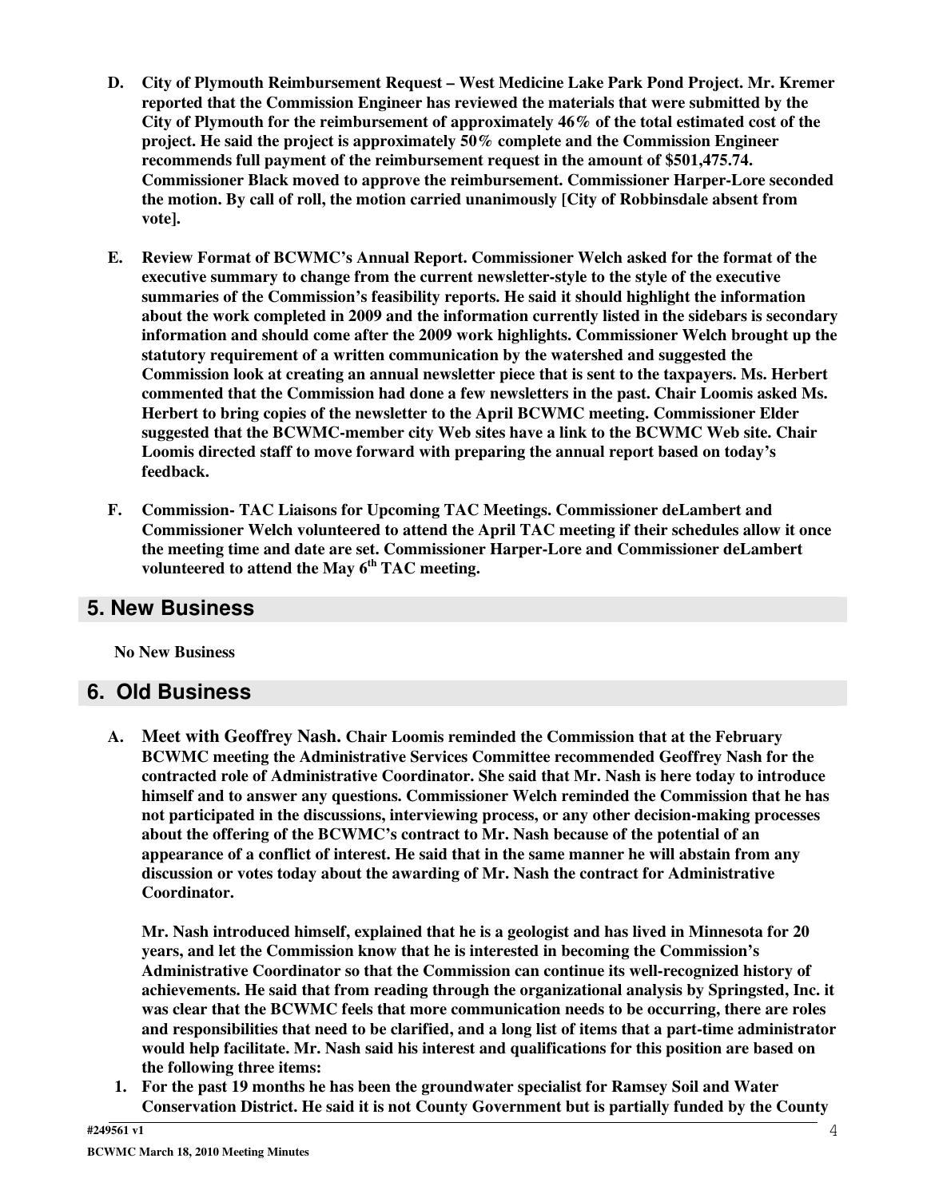**D. City of Plymouth Reimbursement Request – West Medicine Lake Park Pond Project. Mr. Kremer reported that the Commission Engineer has reviewed the materials that were submitted by the City of Plymouth for the reimbursement of approximately 46% of the total estimated cost of the project. He said the project is approximately 50% complete and the Commission Engineer recommends full payment of the reimbursement request in the amount of $501,475.74. Commissioner Black moved to approve the reimbursement. Commissioner Harper-Lore seconded the motion. By call of roll, the motion carried unanimously [City of Robbinsdale absent from vote].**

**E. Review Format of BCWMC's Annual Report. Commissioner Welch asked for the format of the executive summary to change from the current newsletter-style to the style of the executive summaries of the Commission's feasibility reports. He said it should highlight the information about the work completed in 2009 and the information currently listed in the sidebars is secondary information and should come after the 2009 work highlights. Commissioner Welch brought up the statutory requirement of a written communication by the watershed and suggested the Commission look at creating an annual newsletter piece that is sent to the taxpayers. Ms. Herbert commented that the Commission had done a few newsletters in the past. Chair Loomis asked Ms. Herbert to bring copies of the newsletter to the April BCWMC meeting. Commissioner Elder suggested that the BCWMC-member city Web sites have a link to the BCWMC Web site. Chair Loomis directed staff to move forward with preparing the annual report based on today's feedback.**

**F. Commission- TAC Liaisons for Upcoming TAC Meetings. Commissioner deLambert and Commissioner Welch volunteered to attend the April TAC meeting if their schedules allow it once the meeting time and date are set. Commissioner Harper-Lore and Commissioner deLambert volunteered to attend the May 6th TAC meeting.**

## 5. New Business

**No New Business**

## 6. Old Business

**A. Meet with Geoffrey Nash. Chair Loomis reminded the Commission that at the February BCWMC meeting the Administrative Services Committee recommended Geoffrey Nash for the contracted role of Administrative Coordinator. She said that Mr. Nash is here today to introduce himself and to answer any questions. Commissioner Welch reminded the Commission that he has not participated in the discussions, interviewing process, or any other decision-making processes about the offering of the BCWMC's contract to Mr. Nash because of the potential of an appearance of a conflict of interest. He said that in the same manner he will abstain from any discussion or votes today about the awarding of Mr. Nash the contract for Administrative Coordinator.**

**Mr. Nash introduced himself, explained that he is a geologist and has lived in Minnesota for 20 years, and let the Commission know that he is interested in becoming the Commission's Administrative Coordinator so that the Commission can continue its well-recognized history of achievements. He said that from reading through the organizational analysis by Springsted, Inc. it was clear that the BCWMC feels that more communication needs to be occurring, there are roles and responsibilities that need to be clarified, and a long list of items that a part-time administrator would help facilitate. Mr. Nash said his interest and qualifications for this position are based on the following three items:**

1. **For the past 19 months he has been the groundwater specialist for Ramsey Soil and Water Conservation District. He said it is not County Government but is partially funded by the County**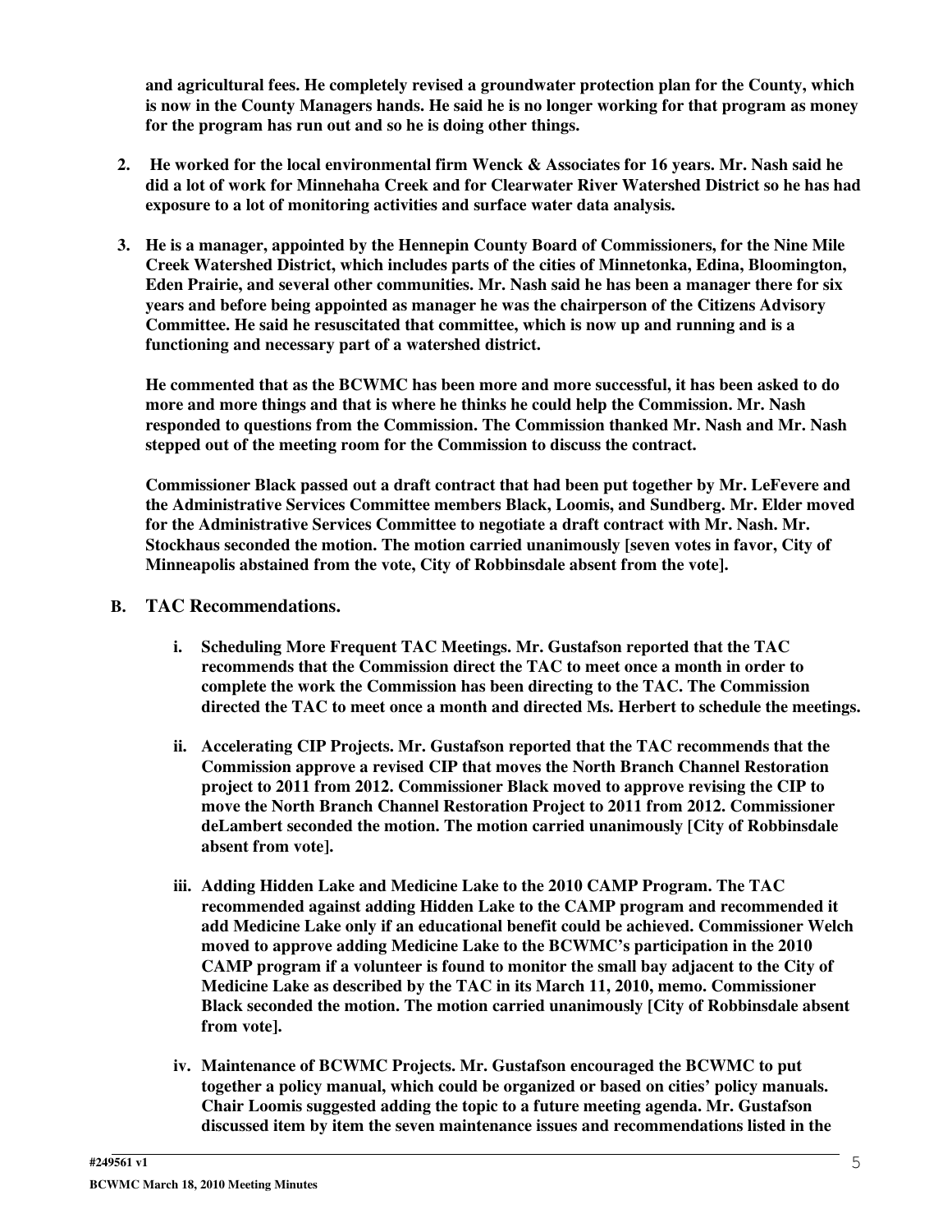**and agricultural fees. He completely revised a groundwater protection plan for the County, which is now in the County Managers hands. He said he is no longer working for that program as money for the program has run out and so he is doing other things.**

2. **He worked for the local environmental firm Wenck & Associates for 16 years. Mr. Nash said he did a lot of work for Minnehaha Creek and for Clearwater River Watershed District so he has had exposure to a lot of monitoring activities and surface water data analysis.**

3. **He is a manager, appointed by the Hennepin County Board of Commissioners, for the Nine Mile Creek Watershed District, which includes parts of the cities of Minnetonka, Edina, Bloomington, Eden Prairie, and several other communities. Mr. Nash said he has been a manager there for six years and before being appointed as manager he was the chairperson of the Citizens Advisory Committee. He said he resuscitated that committee, which is now up and running and is a functioning and necessary part of a watershed district.**

   **He commented that as the BCWMC has been more and more successful, it has been asked to do more and more things and that is where he thinks he could help the Commission. Mr. Nash responded to questions from the Commission. The Commission thanked Mr. Nash and Mr. Nash stepped out of the meeting room for the Commission to discuss the contract.**

   **Commissioner Black passed out a draft contract that had been put together by Mr. LeFevere and the Administrative Services Committee members Black, Loomis, and Sundberg. Mr. Elder moved for the Administrative Services Committee to negotiate a draft contract with Mr. Nash. Mr. Stockhaus seconded the motion. The motion carried unanimously [seven votes in favor, City of Minneapolis abstained from the vote, City of Robbinsdale absent from the vote].**

### B. TAC Recommendations.

i. **Scheduling More Frequent TAC Meetings. Mr. Gustafson reported that the TAC recommends that the Commission direct the TAC to meet once a month in order to complete the work the Commission has been directing to the TAC. The Commission directed the TAC to meet once a month and directed Ms. Herbert to schedule the meetings.**

ii. **Accelerating CIP Projects. Mr. Gustafson reported that the TAC recommends that the Commission approve a revised CIP that moves the North Branch Channel Restoration project to 2011 from 2012. Commissioner Black moved to approve revising the CIP to move the North Branch Channel Restoration Project to 2011 from 2012. Commissioner deLambert seconded the motion. The motion carried unanimously [City of Robbinsdale absent from vote].**

iii. **Adding Hidden Lake and Medicine Lake to the 2010 CAMP Program. The TAC recommended against adding Hidden Lake to the CAMP program and recommended it add Medicine Lake only if an educational benefit could be achieved. Commissioner Welch moved to approve adding Medicine Lake to the BCWMC's participation in the 2010 CAMP program if a volunteer is found to monitor the small bay adjacent to the City of Medicine Lake as described by the TAC in its March 11, 2010, memo. Commissioner Black seconded the motion. The motion carried unanimously [City of Robbinsdale absent from vote].**

iv. **Maintenance of BCWMC Projects. Mr. Gustafson encouraged the BCWMC to put together a policy manual, which could be organized or based on cities' policy manuals. Chair Loomis suggested adding the topic to a future meeting agenda. Mr. Gustafson discussed item by item the seven maintenance issues and recommendations listed in the**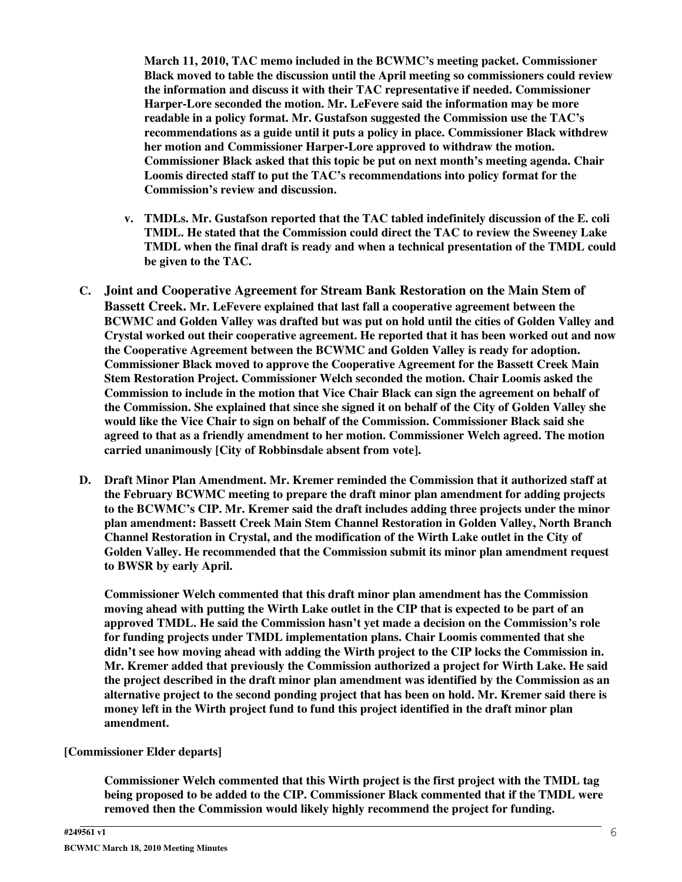**March 11, 2010, TAC memo included in the BCWMC's meeting packet. Commissioner Black moved to table the discussion until the April meeting so commissioners could review the information and discuss it with their TAC representative if needed. Commissioner Harper-Lore seconded the motion. Mr. LeFevere said the information may be more readable in a policy format. Mr. Gustafson suggested the Commission use the TAC's recommendations as a guide until it puts a policy in place. Commissioner Black withdrew her motion and Commissioner Harper-Lore approved to withdraw the motion. Commissioner Black asked that this topic be put on next month's meeting agenda. Chair Loomis directed staff to put the TAC's recommendations into policy format for the Commission's review and discussion.**

**v. TMDLs. Mr. Gustafson reported that the TAC tabled indefinitely discussion of the E. coli TMDL. He stated that the Commission could direct the TAC to review the Sweeney Lake TMDL when the final draft is ready and when a technical presentation of the TMDL could be given to the TAC.**

**C. Joint and Cooperative Agreement for Stream Bank Restoration on the Main Stem of Bassett Creek. Mr. LeFevere explained that last fall a cooperative agreement between the BCWMC and Golden Valley was drafted but was put on hold until the cities of Golden Valley and Crystal worked out their cooperative agreement. He reported that it has been worked out and now the Cooperative Agreement between the BCWMC and Golden Valley is ready for adoption. Commissioner Black moved to approve the Cooperative Agreement for the Bassett Creek Main Stem Restoration Project. Commissioner Welch seconded the motion. Chair Loomis asked the Commission to include in the motion that Vice Chair Black can sign the agreement on behalf of the Commission. She explained that since she signed it on behalf of the City of Golden Valley she would like the Vice Chair to sign on behalf of the Commission. Commissioner Black said she agreed to that as a friendly amendment to her motion. Commissioner Welch agreed. The motion carried unanimously [City of Robbinsdale absent from vote].**

**D. Draft Minor Plan Amendment. Mr. Kremer reminded the Commission that it authorized staff at the February BCWMC meeting to prepare the draft minor plan amendment for adding projects to the BCWMC's CIP. Mr. Kremer said the draft includes adding three projects under the minor plan amendment: Bassett Creek Main Stem Channel Restoration in Golden Valley, North Branch Channel Restoration in Crystal, and the modification of the Wirth Lake outlet in the City of Golden Valley. He recommended that the Commission submit its minor plan amendment request to BWSR by early April.**

**Commissioner Welch commented that this draft minor plan amendment has the Commission moving ahead with putting the Wirth Lake outlet in the CIP that is expected to be part of an approved TMDL. He said the Commission hasn't yet made a decision on the Commission's role for funding projects under TMDL implementation plans. Chair Loomis commented that she didn't see how moving ahead with adding the Wirth project to the CIP locks the Commission in. Mr. Kremer added that previously the Commission authorized a project for Wirth Lake. He said the project described in the draft minor plan amendment was identified by the Commission as an alternative project to the second ponding project that has been on hold. Mr. Kremer said there is money left in the Wirth project fund to fund this project identified in the draft minor plan amendment.**

**[Commissioner Elder departs]**

**Commissioner Welch commented that this Wirth project is the first project with the TMDL tag being proposed to be added to the CIP. Commissioner Black commented that if the TMDL were removed then the Commission would likely highly recommend the project for funding.**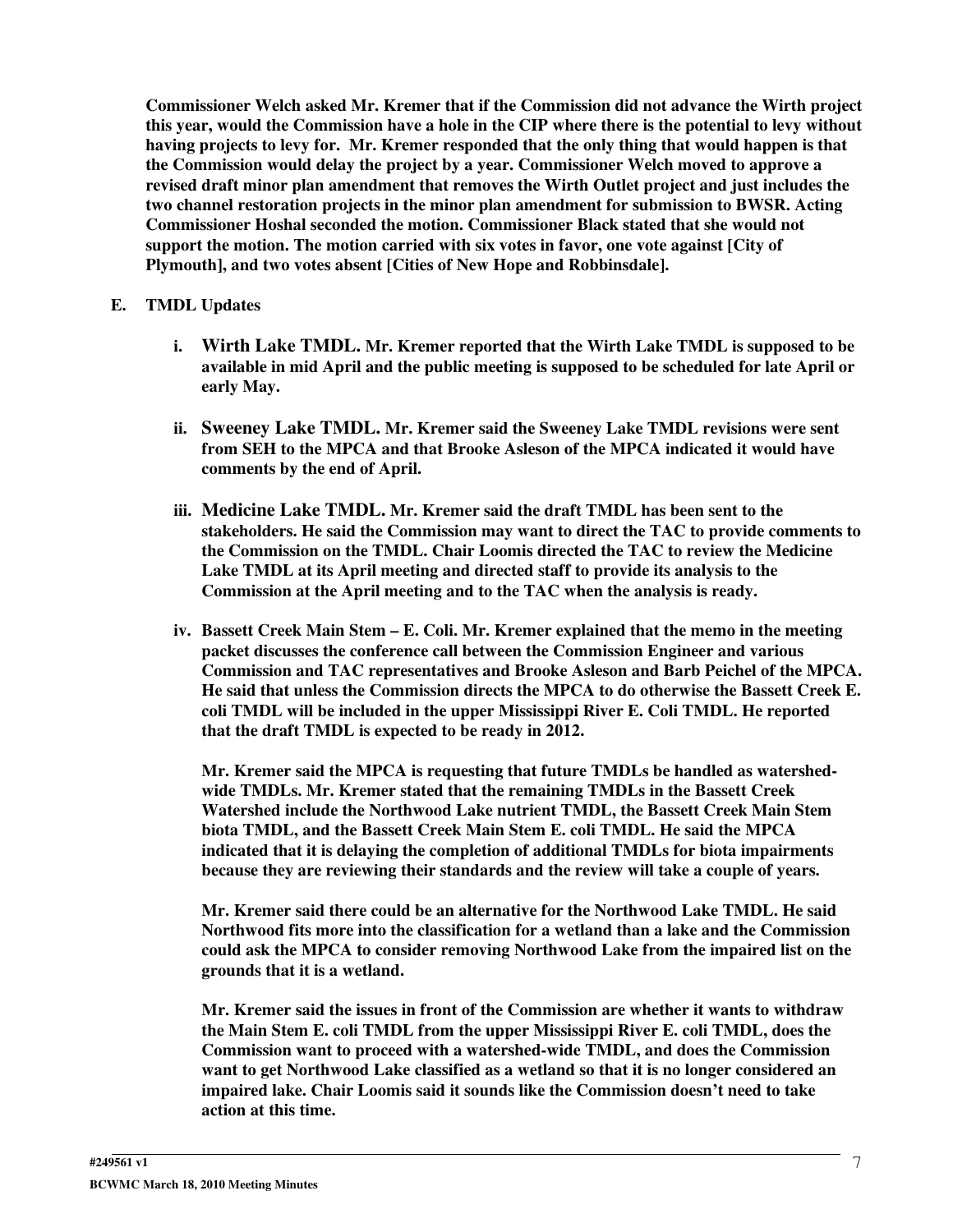**Commissioner Welch asked Mr. Kremer that if the Commission did not advance the Wirth project this year, would the Commission have a hole in the CIP where there is the potential to levy without having projects to levy for. Mr. Kremer responded that the only thing that would happen is that the Commission would delay the project by a year. Commissioner Welch moved to approve a revised draft minor plan amendment that removes the Wirth Outlet project and just includes the two channel restoration projects in the minor plan amendment for submission to BWSR. Acting Commissioner Hoshal seconded the motion. Commissioner Black stated that she would not support the motion. The motion carried with six votes in favor, one vote against [City of Plymouth], and two votes absent [Cities of New Hope and Robbinsdale].**

**E. TMDL Updates**

**i. Wirth Lake TMDL. Mr. Kremer reported that the Wirth Lake TMDL is supposed to be available in mid April and the public meeting is supposed to be scheduled for late April or early May.**

**ii. Sweeney Lake TMDL. Mr. Kremer said the Sweeney Lake TMDL revisions were sent from SEH to the MPCA and that Brooke Asleson of the MPCA indicated it would have comments by the end of April.**

**iii. Medicine Lake TMDL. Mr. Kremer said the draft TMDL has been sent to the stakeholders. He said the Commission may want to direct the TAC to provide comments to the Commission on the TMDL. Chair Loomis directed the TAC to review the Medicine Lake TMDL at its April meeting and directed staff to provide its analysis to the Commission at the April meeting and to the TAC when the analysis is ready.**

**iv. Bassett Creek Main Stem – E. Coli. Mr. Kremer explained that the memo in the meeting packet discusses the conference call between the Commission Engineer and various Commission and TAC representatives and Brooke Asleson and Barb Peichel of the MPCA. He said that unless the Commission directs the MPCA to do otherwise the Bassett Creek E. coli TMDL will be included in the upper Mississippi River E. Coli TMDL. He reported that the draft TMDL is expected to be ready in 2012.**

**Mr. Kremer said the MPCA is requesting that future TMDLs be handled as watershed-wide TMDLs. Mr. Kremer stated that the remaining TMDLs in the Bassett Creek Watershed include the Northwood Lake nutrient TMDL, the Bassett Creek Main Stem biota TMDL, and the Bassett Creek Main Stem E. coli TMDL. He said the MPCA indicated that it is delaying the completion of additional TMDLs for biota impairments because they are reviewing their standards and the review will take a couple of years.**

**Mr. Kremer said there could be an alternative for the Northwood Lake TMDL. He said Northwood fits more into the classification for a wetland than a lake and the Commission could ask the MPCA to consider removing Northwood Lake from the impaired list on the grounds that it is a wetland.**

**Mr. Kremer said the issues in front of the Commission are whether it wants to withdraw the Main Stem E. coli TMDL from the upper Mississippi River E. coli TMDL, does the Commission want to proceed with a watershed-wide TMDL, and does the Commission want to get Northwood Lake classified as a wetland so that it is no longer considered an impaired lake. Chair Loomis said it sounds like the Commission doesn't need to take action at this time.**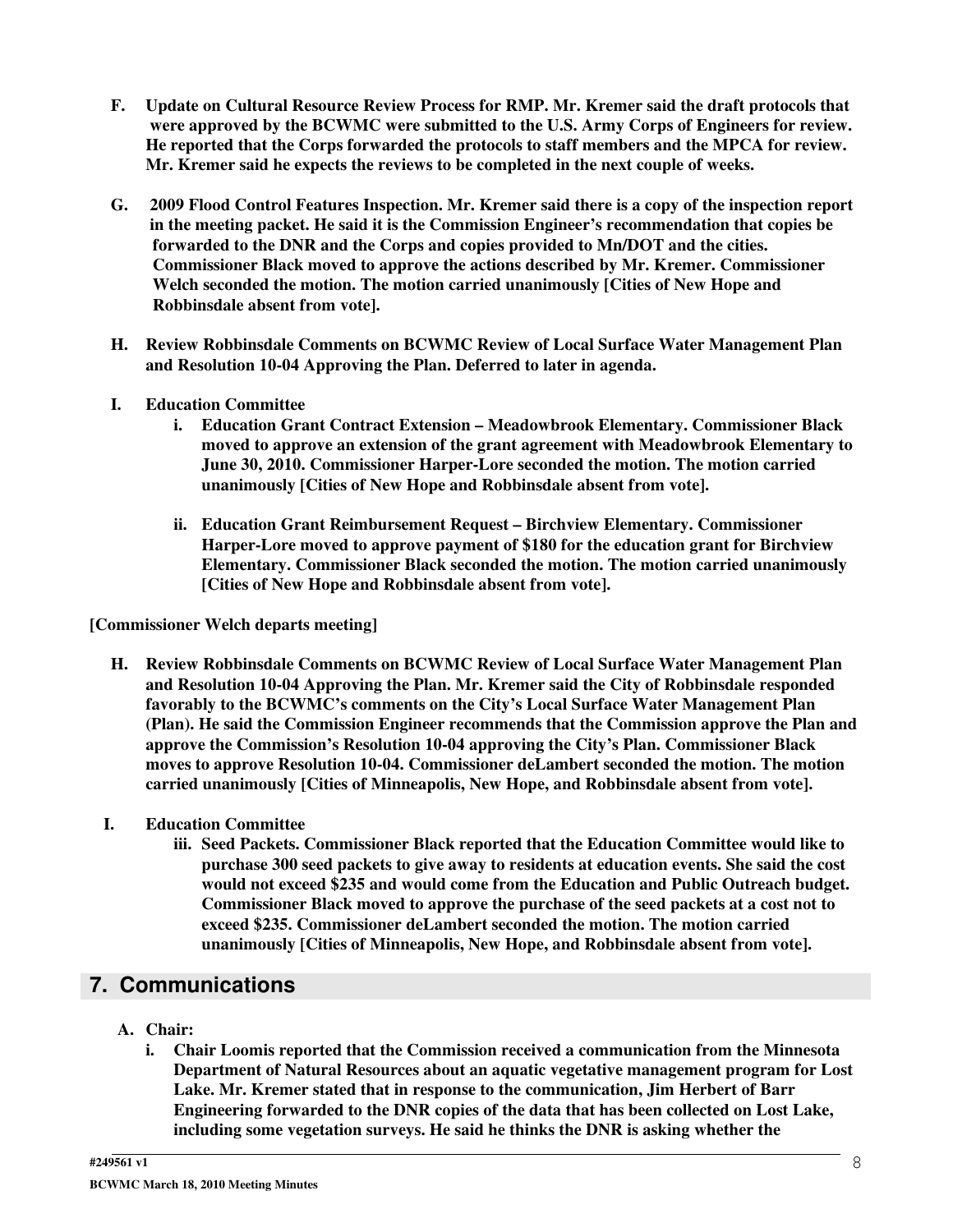**F. Update on Cultural Resource Review Process for RMP. Mr. Kremer said the draft protocols that were approved by the BCWMC were submitted to the U.S. Army Corps of Engineers for review. He reported that the Corps forwarded the protocols to staff members and the MPCA for review. Mr. Kremer said he expects the reviews to be completed in the next couple of weeks.**

**G. 2009 Flood Control Features Inspection. Mr. Kremer said there is a copy of the inspection report in the meeting packet. He said it is the Commission Engineer's recommendation that copies be forwarded to the DNR and the Corps and copies provided to Mn/DOT and the cities. Commissioner Black moved to approve the actions described by Mr. Kremer. Commissioner Welch seconded the motion. The motion carried unanimously [Cities of New Hope and Robbinsdale absent from vote].**

**H. Review Robbinsdale Comments on BCWMC Review of Local Surface Water Management Plan and Resolution 10-04 Approving the Plan. Deferred to later in agenda.**

**I. Education Committee**

**i. Education Grant Contract Extension – Meadowbrook Elementary. Commissioner Black moved to approve an extension of the grant agreement with Meadowbrook Elementary to June 30, 2010. Commissioner Harper-Lore seconded the motion. The motion carried unanimously [Cities of New Hope and Robbinsdale absent from vote].**

**ii. Education Grant Reimbursement Request – Birchview Elementary. Commissioner Harper-Lore moved to approve payment of $180 for the education grant for Birchview Elementary. Commissioner Black seconded the motion. The motion carried unanimously [Cities of New Hope and Robbinsdale absent from vote].**

**[Commissioner Welch departs meeting]**

**H. Review Robbinsdale Comments on BCWMC Review of Local Surface Water Management Plan and Resolution 10-04 Approving the Plan. Mr. Kremer said the City of Robbinsdale responded favorably to the BCWMC's comments on the City's Local Surface Water Management Plan (Plan). He said the Commission Engineer recommends that the Commission approve the Plan and approve the Commission's Resolution 10-04 approving the City's Plan. Commissioner Black moves to approve Resolution 10-04. Commissioner deLambert seconded the motion. The motion carried unanimously [Cities of Minneapolis, New Hope, and Robbinsdale absent from vote].**

**I. Education Committee**

**iii. Seed Packets. Commissioner Black reported that the Education Committee would like to purchase 300 seed packets to give away to residents at education events. She said the cost would not exceed $235 and would come from the Education and Public Outreach budget. Commissioner Black moved to approve the purchase of the seed packets at a cost not to exceed $235. Commissioner deLambert seconded the motion. The motion carried unanimously [Cities of Minneapolis, New Hope, and Robbinsdale absent from vote].**

## 7. Communications

**A. Chair:**

**i. Chair Loomis reported that the Commission received a communication from the Minnesota Department of Natural Resources about an aquatic vegetative management program for Lost Lake. Mr. Kremer stated that in response to the communication, Jim Herbert of Barr Engineering forwarded to the DNR copies of the data that has been collected on Lost Lake, including some vegetation surveys. He said he thinks the DNR is asking whether the**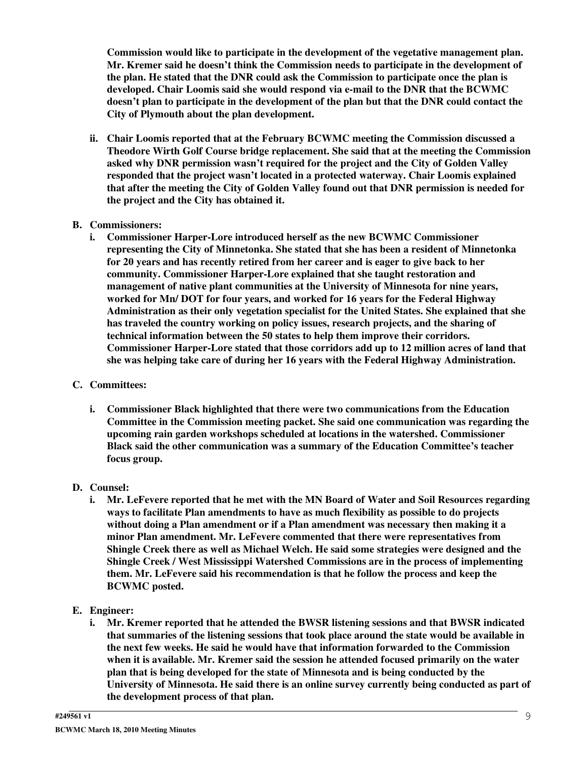**Commission would like to participate in the development of the vegetative management plan. Mr. Kremer said he doesn't think the Commission needs to participate in the development of the plan. He stated that the DNR could ask the Commission to participate once the plan is developed. Chair Loomis said she would respond via e-mail to the DNR that the BCWMC doesn't plan to participate in the development of the plan but that the DNR could contact the City of Plymouth about the plan development.**

ii. **Chair Loomis reported that at the February BCWMC meeting the Commission discussed a Theodore Wirth Golf Course bridge replacement. She said that at the meeting the Commission asked why DNR permission wasn't required for the project and the City of Golden Valley responded that the project wasn't located in a protected waterway. Chair Loomis explained that after the meeting the City of Golden Valley found out that DNR permission is needed for the project and the City has obtained it.**

**B. Commissioners:**

i. **Commissioner Harper-Lore introduced herself as the new BCWMC Commissioner representing the City of Minnetonka. She stated that she has been a resident of Minnetonka for 20 years and has recently retired from her career and is eager to give back to her community. Commissioner Harper-Lore explained that she taught restoration and management of native plant communities at the University of Minnesota for nine years, worked for Mn/ DOT for four years, and worked for 16 years for the Federal Highway Administration as their only vegetation specialist for the United States. She explained that she has traveled the country working on policy issues, research projects, and the sharing of technical information between the 50 states to help them improve their corridors. Commissioner Harper-Lore stated that those corridors add up to 12 million acres of land that she was helping take care of during her 16 years with the Federal Highway Administration.**

**C. Committees:**

i. **Commissioner Black highlighted that there were two communications from the Education Committee in the Commission meeting packet. She said one communication was regarding the upcoming rain garden workshops scheduled at locations in the watershed. Commissioner Black said the other communication was a summary of the Education Committee's teacher focus group.**

**D. Counsel:**

i. **Mr. LeFevere reported that he met with the MN Board of Water and Soil Resources regarding ways to facilitate Plan amendments to have as much flexibility as possible to do projects without doing a Plan amendment or if a Plan amendment was necessary then making it a minor Plan amendment. Mr. LeFevere commented that there were representatives from Shingle Creek there as well as Michael Welch. He said some strategies were designed and the Shingle Creek / West Mississippi Watershed Commissions are in the process of implementing them. Mr. LeFevere said his recommendation is that he follow the process and keep the BCWMC posted.**

**E. Engineer:**

i. **Mr. Kremer reported that he attended the BWSR listening sessions and that BWSR indicated that summaries of the listening sessions that took place around the state would be available in the next few weeks. He said he would have that information forwarded to the Commission when it is available. Mr. Kremer said the session he attended focused primarily on the water plan that is being developed for the state of Minnesota and is being conducted by the University of Minnesota. He said there is an online survey currently being conducted as part of the development process of that plan.**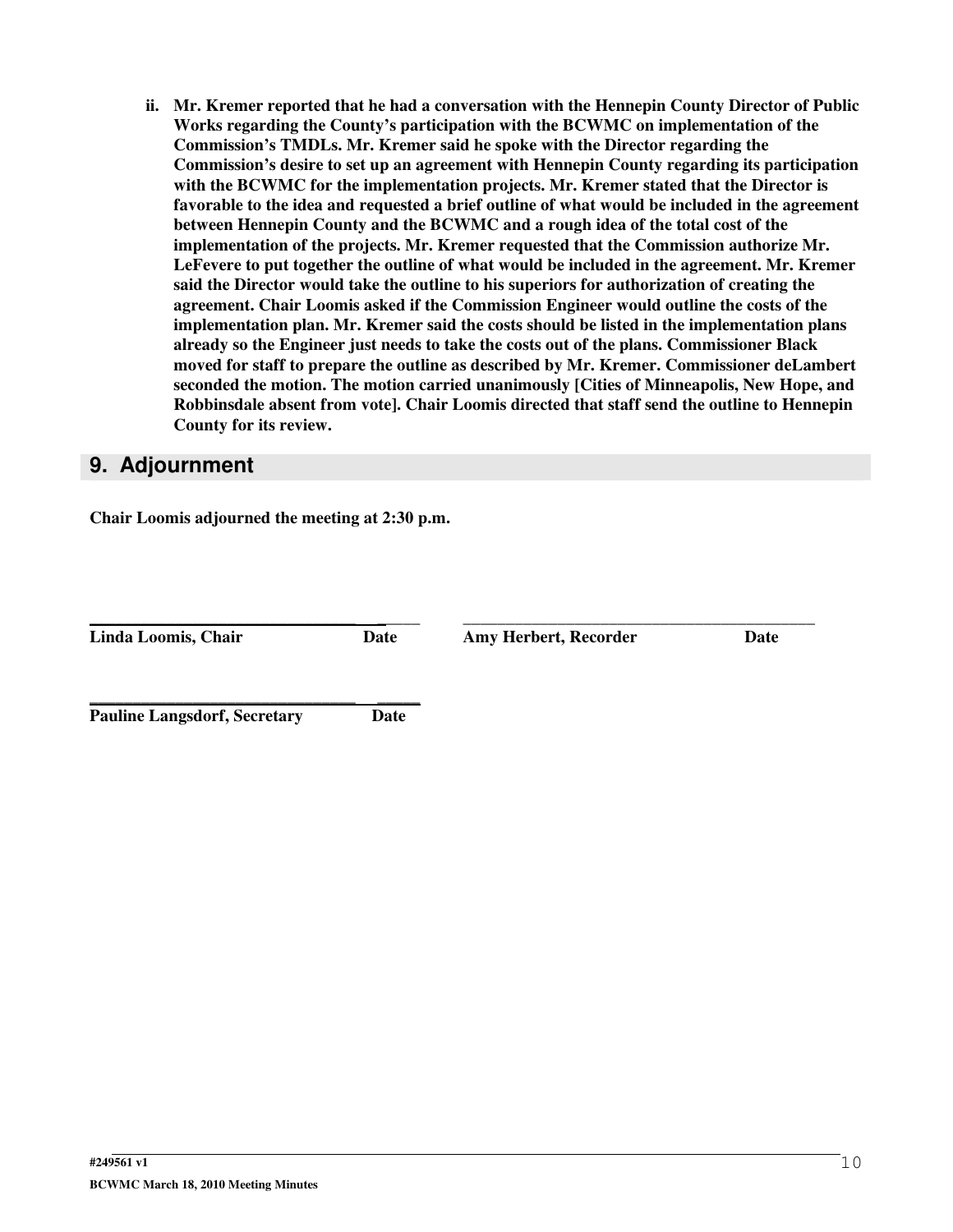**ii. Mr. Kremer reported that he had a conversation with the Hennepin County Director of Public Works regarding the County's participation with the BCWMC on implementation of the Commission's TMDLs. Mr. Kremer said he spoke with the Director regarding the Commission's desire to set up an agreement with Hennepin County regarding its participation with the BCWMC for the implementation projects. Mr. Kremer stated that the Director is favorable to the idea and requested a brief outline of what would be included in the agreement between Hennepin County and the BCWMC and a rough idea of the total cost of the implementation of the projects. Mr. Kremer requested that the Commission authorize Mr. LeFevere to put together the outline of what would be included in the agreement. Mr. Kremer said the Director would take the outline to his superiors for authorization of creating the agreement. Chair Loomis asked if the Commission Engineer would outline the costs of the implementation plan. Mr. Kremer said the costs should be listed in the implementation plans already so the Engineer just needs to take the costs out of the plans. Commissioner Black moved for staff to prepare the outline as described by Mr. Kremer. Commissioner deLambert seconded the motion. The motion carried unanimously [Cities of Minneapolis, New Hope, and Robbinsdale absent from vote]. Chair Loomis directed that staff send the outline to Hennepin County for its review.**

## 9. Adjournment

**Chair Loomis adjourned the meeting at 2:30 p.m.**

| | | | |
|---|---|---|---|
| **Linda Loomis, Chair** | **Date** | **Amy Herbert, Recorder** | **Date** |
| **Pauline Langsdorf, Secretary** | **Date** | | |

**#249561 v1**

**BCWMC March 18, 2010 Meeting Minutes**